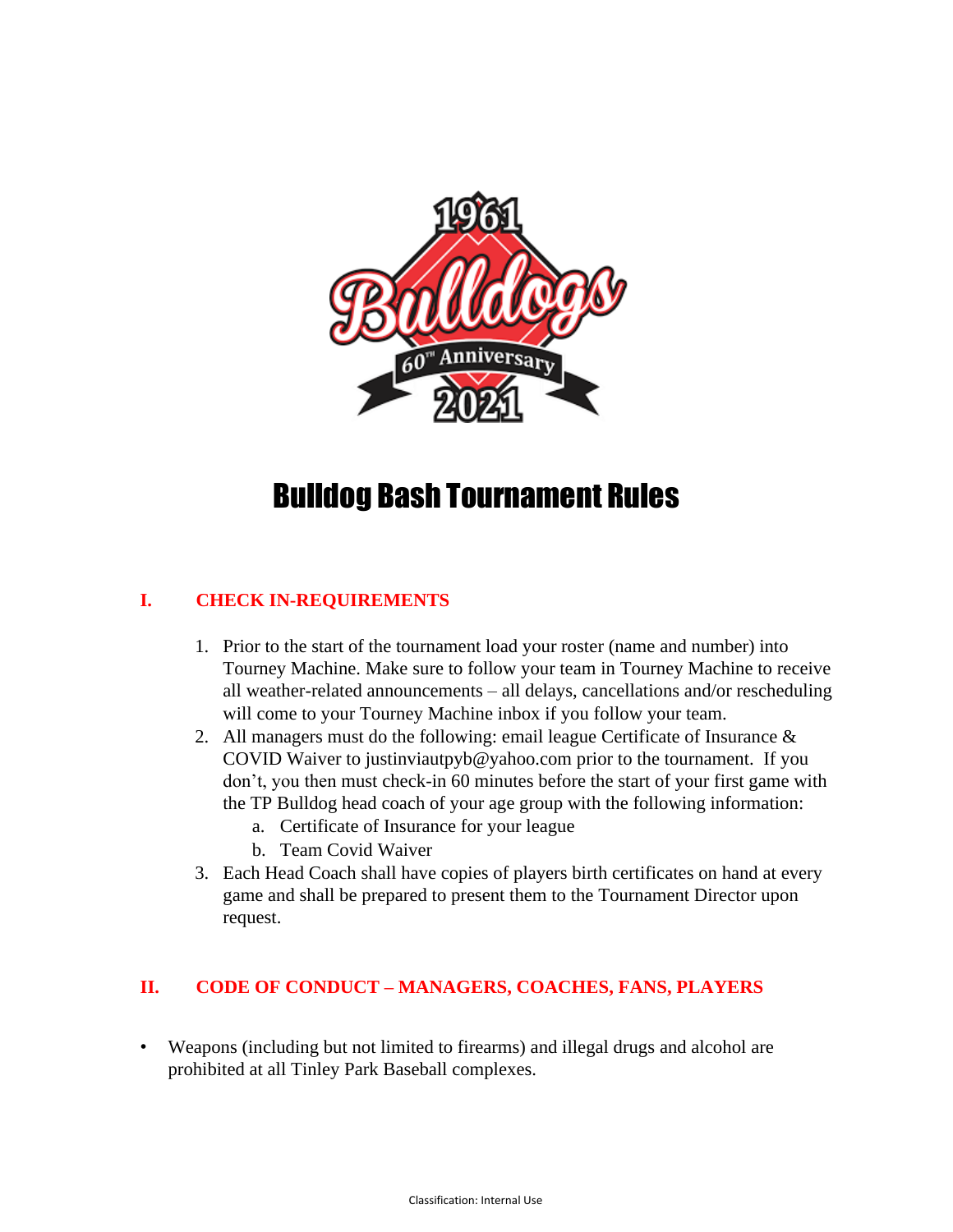# Bulldog Bash Tournament Rules

## I. CHECK IN-REQUIREMENTS

1. Prior to the start of the tournament load your roster (name and number) into Tourney Machine. Make sure to follow your team in Tourney Machine to receive all weather-related announcements – all delays, cancellations and/or rescheduling will come to your Tourney Machine inbox if you follow your team.
2. All managers must do the following: email league Certificate of Insurance & COVID Waiver to justinviautpyb@yahoo.com prior to the tournament. If you don't, you then must check-in 60 minutes before the start of your first game with the TP Bulldog head coach of your age group with the following information:
   a. Certificate of Insurance for your league
   b. Team Covid Waiver
3. Each Head Coach shall have copies of players birth certificates on hand at every game and shall be prepared to present them to the Tournament Director upon request.

## II. CODE OF CONDUCT – MANAGERS, COACHES, FANS, PLAYERS

- Weapons (including but not limited to firearms) and illegal drugs and alcohol are prohibited at all Tinley Park Baseball complexes.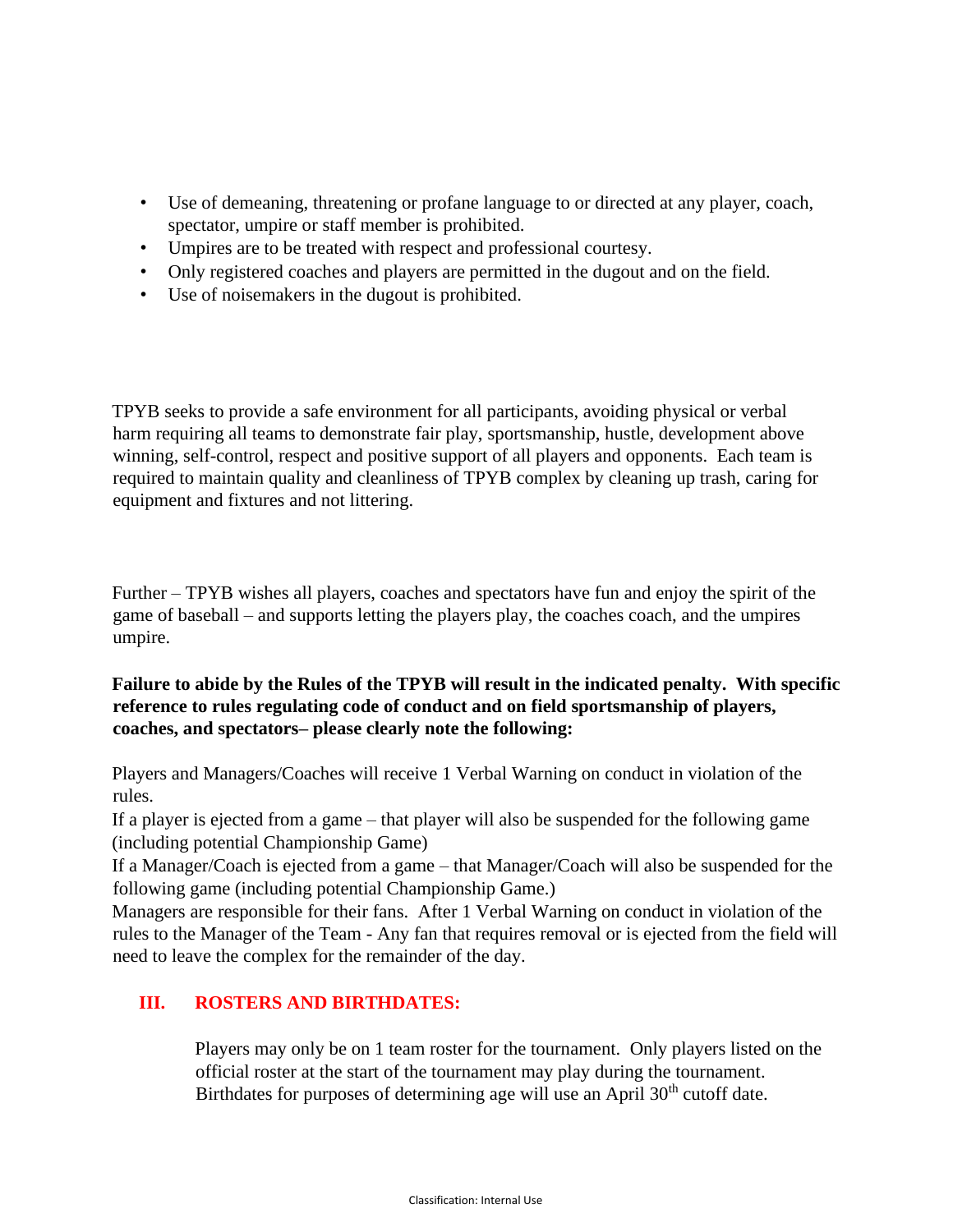- Use of demeaning, threatening or profane language to or directed at any player, coach, spectator, umpire or staff member is prohibited.
- Umpires are to be treated with respect and professional courtesy.
- Only registered coaches and players are permitted in the dugout and on the field.
- Use of noisemakers in the dugout is prohibited.

TPYB seeks to provide a safe environment for all participants, avoiding physical or verbal harm requiring all teams to demonstrate fair play, sportsmanship, hustle, development above winning, self-control, respect and positive support of all players and opponents. Each team is required to maintain quality and cleanliness of TPYB complex by cleaning up trash, caring for equipment and fixtures and not littering.

Further – TPYB wishes all players, coaches and spectators have fun and enjoy the spirit of the game of baseball – and supports letting the players play, the coaches coach, and the umpires umpire.

**Failure to abide by the Rules of the TPYB will result in the indicated penalty. With specific reference to rules regulating code of conduct and on field sportsmanship of players, coaches, and spectators– please clearly note the following:**

Players and Managers/Coaches will receive 1 Verbal Warning on conduct in violation of the rules.
If a player is ejected from a game – that player will also be suspended for the following game (including potential Championship Game)
If a Manager/Coach is ejected from a game – that Manager/Coach will also be suspended for the following game (including potential Championship Game.)
Managers are responsible for their fans. After 1 Verbal Warning on conduct in violation of the rules to the Manager of the Team - Any fan that requires removal or is ejected from the field will need to leave the complex for the remainder of the day.

## III. ROSTERS AND BIRTHDATES:

Players may only be on 1 team roster for the tournament. Only players listed on the official roster at the start of the tournament may play during the tournament. Birthdates for purposes of determining age will use an April 30th cutoff date.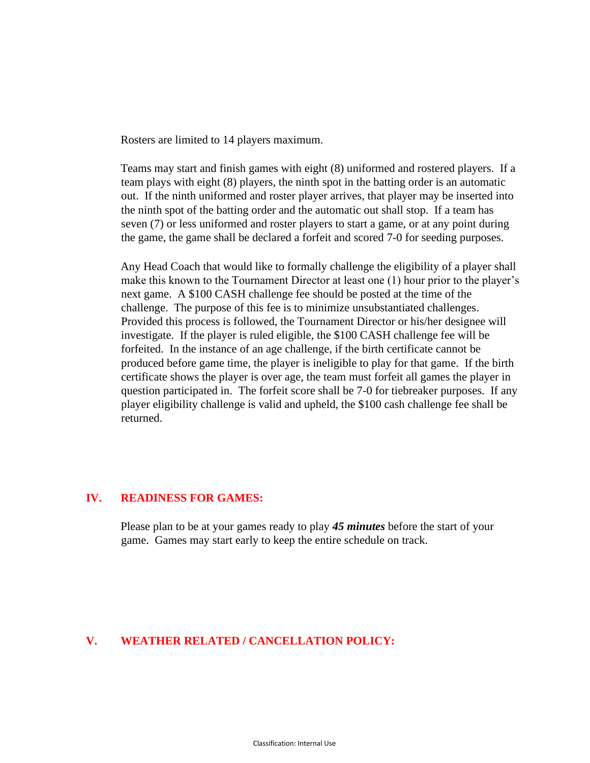Rosters are limited to 14 players maximum.

Teams may start and finish games with eight (8) uniformed and rostered players. If a team plays with eight (8) players, the ninth spot in the batting order is an automatic out. If the ninth uniformed and roster player arrives, that player may be inserted into the ninth spot of the batting order and the automatic out shall stop. If a team has seven (7) or less uniformed and roster players to start a game, or at any point during the game, the game shall be declared a forfeit and scored 7-0 for seeding purposes.

Any Head Coach that would like to formally challenge the eligibility of a player shall make this known to the Tournament Director at least one (1) hour prior to the player's next game. A $100 CASH challenge fee should be posted at the time of the challenge. The purpose of this fee is to minimize unsubstantiated challenges. Provided this process is followed, the Tournament Director or his/her designee will investigate. If the player is ruled eligible, the $100 CASH challenge fee will be forfeited. In the instance of an age challenge, if the birth certificate cannot be produced before game time, the player is ineligible to play for that game. If the birth certificate shows the player is over age, the team must forfeit all games the player in question participated in. The forfeit score shall be 7-0 for tiebreaker purposes. If any player eligibility challenge is valid and upheld, the $100 cash challenge fee shall be returned.

## IV. READINESS FOR GAMES:

Please plan to be at your games ready to play ***45 minutes*** before the start of your game. Games may start early to keep the entire schedule on track.

## V. WEATHER RELATED / CANCELLATION POLICY: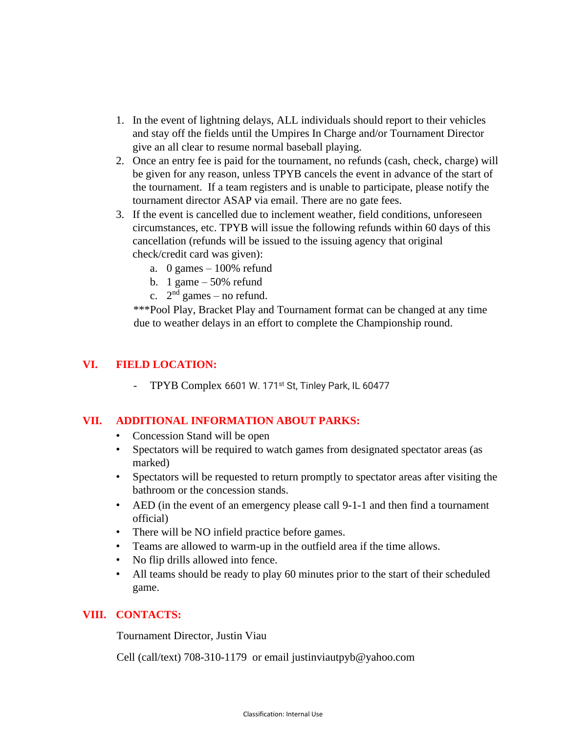1. In the event of lightning delays, ALL individuals should report to their vehicles and stay off the fields until the Umpires In Charge and/or Tournament Director give an all clear to resume normal baseball playing.
2. Once an entry fee is paid for the tournament, no refunds (cash, check, charge) will be given for any reason, unless TPYB cancels the event in advance of the start of the tournament. If a team registers and is unable to participate, please notify the tournament director ASAP via email. There are no gate fees.
3. If the event is cancelled due to inclement weather, field conditions, unforeseen circumstances, etc. TPYB will issue the following refunds within 60 days of this cancellation (refunds will be issued to the issuing agency that original check/credit card was given):
    a. 0 games – 100% refund
    b. 1 game – 50% refund
    c. 2nd games – no refund.

    ***Pool Play, Bracket Play and Tournament format can be changed at any time due to weather delays in an effort to complete the Championship round.

## VI. FIELD LOCATION:

- TPYB Complex 6601 W. 171st St, Tinley Park, IL 60477

## VII. ADDITIONAL INFORMATION ABOUT PARKS:

- Concession Stand will be open
- Spectators will be required to watch games from designated spectator areas (as marked)
- Spectators will be requested to return promptly to spectator areas after visiting the bathroom or the concession stands.
- AED (in the event of an emergency please call 9-1-1 and then find a tournament official)
- There will be NO infield practice before games.
- Teams are allowed to warm-up in the outfield area if the time allows.
- No flip drills allowed into fence.
- All teams should be ready to play 60 minutes prior to the start of their scheduled game.

## VIII. CONTACTS:

Tournament Director, Justin Viau

Cell (call/text) 708-310-1179 or email justinviautpyb@yahoo.com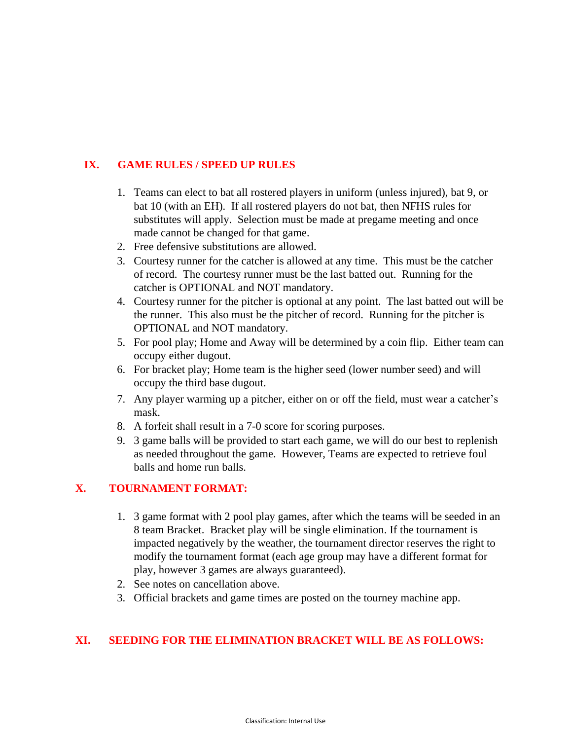## IX. GAME RULES / SPEED UP RULES

1. Teams can elect to bat all rostered players in uniform (unless injured), bat 9, or bat 10 (with an EH). If all rostered players do not bat, then NFHS rules for substitutes will apply. Selection must be made at pregame meeting and once made cannot be changed for that game.
2. Free defensive substitutions are allowed.
3. Courtesy runner for the catcher is allowed at any time. This must be the catcher of record. The courtesy runner must be the last batted out. Running for the catcher is OPTIONAL and NOT mandatory.
4. Courtesy runner for the pitcher is optional at any point. The last batted out will be the runner. This also must be the pitcher of record. Running for the pitcher is OPTIONAL and NOT mandatory.
5. For pool play; Home and Away will be determined by a coin flip. Either team can occupy either dugout.
6. For bracket play; Home team is the higher seed (lower number seed) and will occupy the third base dugout.
7. Any player warming up a pitcher, either on or off the field, must wear a catcher's mask.
8. A forfeit shall result in a 7-0 score for scoring purposes.
9. 3 game balls will be provided to start each game, we will do our best to replenish as needed throughout the game. However, Teams are expected to retrieve foul balls and home run balls.

## X. TOURNAMENT FORMAT:

1. 3 game format with 2 pool play games, after which the teams will be seeded in an 8 team Bracket. Bracket play will be single elimination. If the tournament is impacted negatively by the weather, the tournament director reserves the right to modify the tournament format (each age group may have a different format for play, however 3 games are always guaranteed).
2. See notes on cancellation above.
3. Official brackets and game times are posted on the tourney machine app.

## XI. SEEDING FOR THE ELIMINATION BRACKET WILL BE AS FOLLOWS: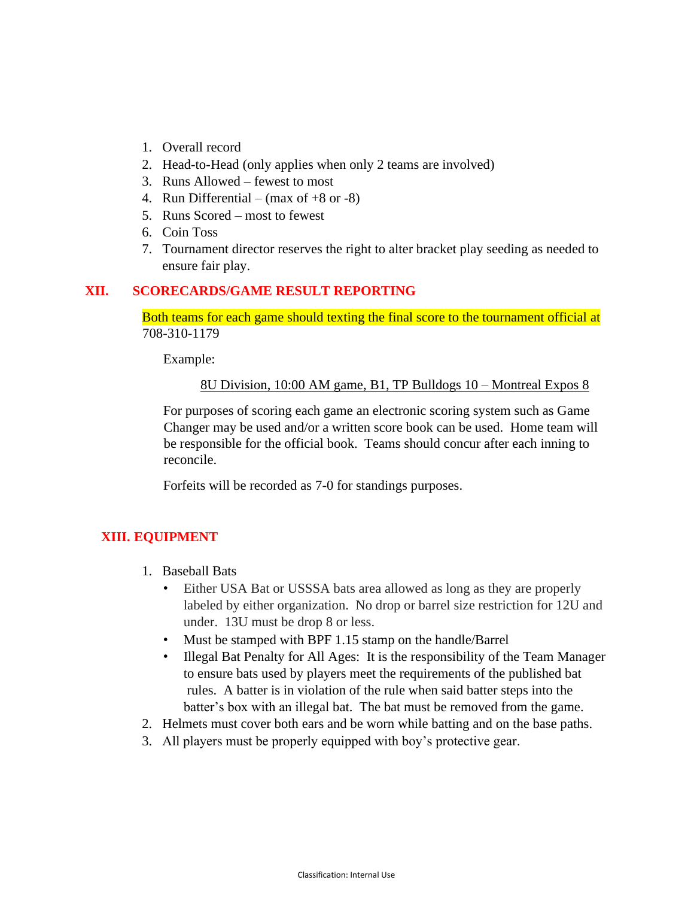1. Overall record
2. Head-to-Head (only applies when only 2 teams are involved)
3. Runs Allowed – fewest to most
4. Run Differential – (max of +8 or -8)
5. Runs Scored – most to fewest
6. Coin Toss
7. Tournament director reserves the right to alter bracket play seeding as needed to ensure fair play.

## XII. SCORECARDS/GAME RESULT REPORTING

Both teams for each game should texting the final score to the tournament official at 708-310-1179

Example:

8U Division, 10:00 AM game, B1, TP Bulldogs 10 – Montreal Expos 8

For purposes of scoring each game an electronic scoring system such as Game Changer may be used and/or a written score book can be used. Home team will be responsible for the official book. Teams should concur after each inning to reconcile.

Forfeits will be recorded as 7-0 for standings purposes.

## XIII. EQUIPMENT

1. Baseball Bats
   - Either USA Bat or USSSA bats area allowed as long as they are properly labeled by either organization. No drop or barrel size restriction for 12U and under. 13U must be drop 8 or less.
   - Must be stamped with BPF 1.15 stamp on the handle/Barrel
   - Illegal Bat Penalty for All Ages: It is the responsibility of the Team Manager to ensure bats used by players meet the requirements of the published bat rules. A batter is in violation of the rule when said batter steps into the batter's box with an illegal bat. The bat must be removed from the game.
2. Helmets must cover both ears and be worn while batting and on the base paths.
3. All players must be properly equipped with boy's protective gear.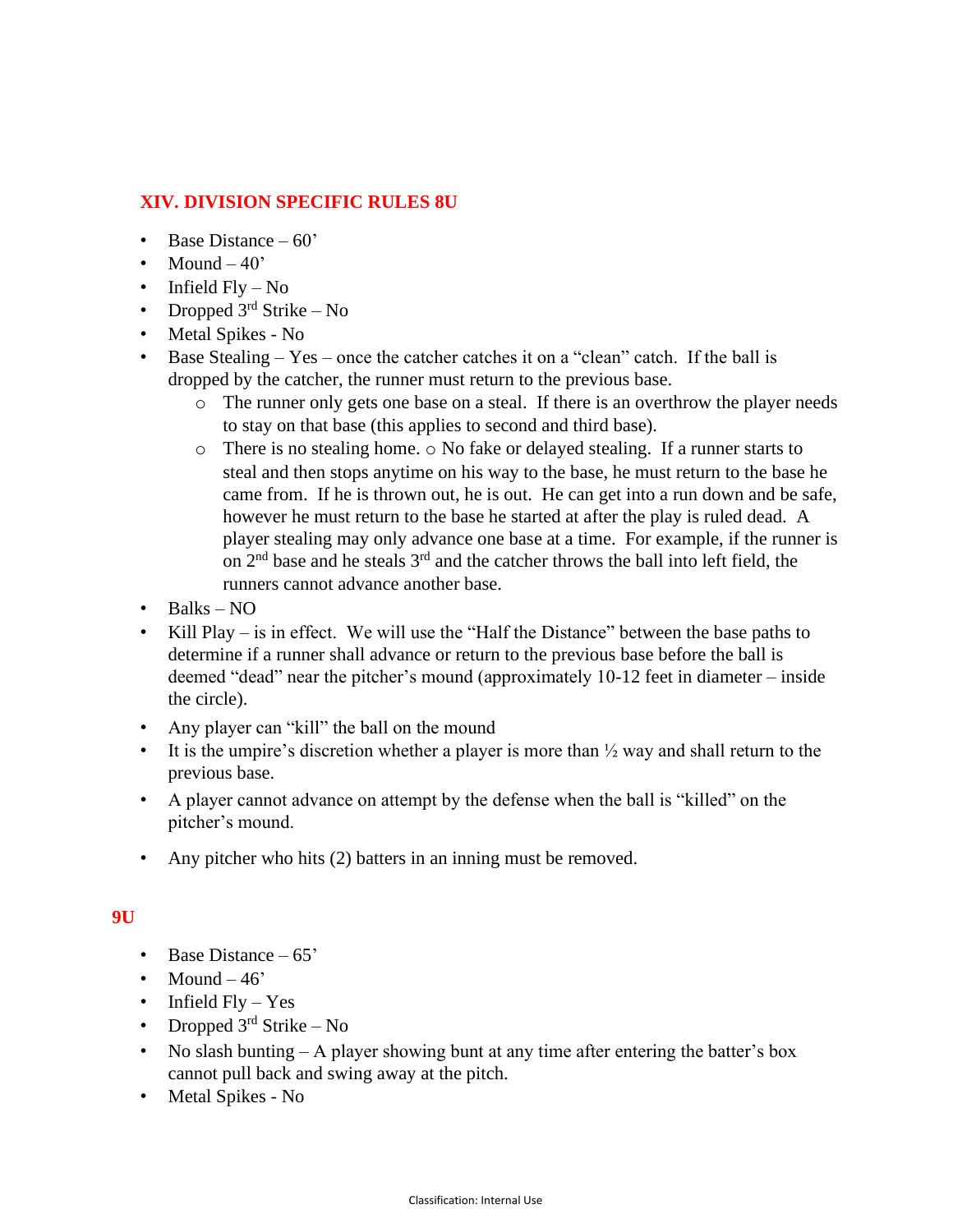## XIV. DIVISION SPECIFIC RULES 8U

- Base Distance – 60’
- Mound – 40’
- Infield Fly – No
- Dropped 3rd Strike – No
- Metal Spikes - No
- Base Stealing – Yes – once the catcher catches it on a “clean” catch. If the ball is dropped by the catcher, the runner must return to the previous base.
    - The runner only gets one base on a steal. If there is an overthrow the player needs to stay on that base (this applies to second and third base).
    - There is no stealing home. ○ No fake or delayed stealing. If a runner starts to steal and then stops anytime on his way to the base, he must return to the base he came from. If he is thrown out, he is out. He can get into a run down and be safe, however he must return to the base he started at after the play is ruled dead. A player stealing may only advance one base at a time. For example, if the runner is on 2nd base and he steals 3rd and the catcher throws the ball into left field, the runners cannot advance another base.
- Balks – NO
- Kill Play – is in effect. We will use the “Half the Distance” between the base paths to determine if a runner shall advance or return to the previous base before the ball is deemed “dead” near the pitcher’s mound (approximately 10-12 feet in diameter – inside the circle).
- Any player can “kill” the ball on the mound
- It is the umpire’s discretion whether a player is more than ½ way and shall return to the previous base.
- A player cannot advance on attempt by the defense when the ball is “killed” on the pitcher’s mound.
- Any pitcher who hits (2) batters in an inning must be removed.

## 9U

- Base Distance – 65’
- Mound – 46’
- Infield Fly – Yes
- Dropped 3rd Strike – No
- No slash bunting – A player showing bunt at any time after entering the batter’s box cannot pull back and swing away at the pitch.
- Metal Spikes - No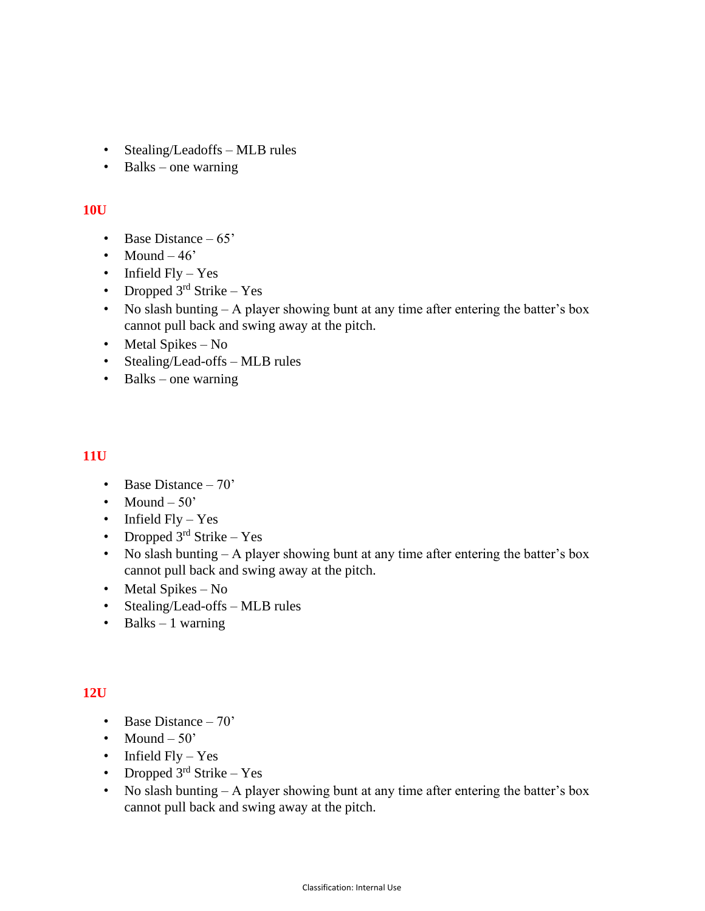- Stealing/Leadoffs – MLB rules
- Balks – one warning

## 10U

- Base Distance – 65'
- Mound – 46'
- Infield Fly – Yes
- Dropped 3rd Strike – Yes
- No slash bunting – A player showing bunt at any time after entering the batter's box cannot pull back and swing away at the pitch.
- Metal Spikes – No
- Stealing/Lead-offs – MLB rules
- Balks – one warning

## 11U

- Base Distance – 70'
- Mound – 50'
- Infield Fly – Yes
- Dropped 3rd Strike – Yes
- No slash bunting – A player showing bunt at any time after entering the batter's box cannot pull back and swing away at the pitch.
- Metal Spikes – No
- Stealing/Lead-offs – MLB rules
- Balks – 1 warning

## 12U

- Base Distance – 70'
- Mound – 50'
- Infield Fly – Yes
- Dropped 3rd Strike – Yes
- No slash bunting – A player showing bunt at any time after entering the batter's box cannot pull back and swing away at the pitch.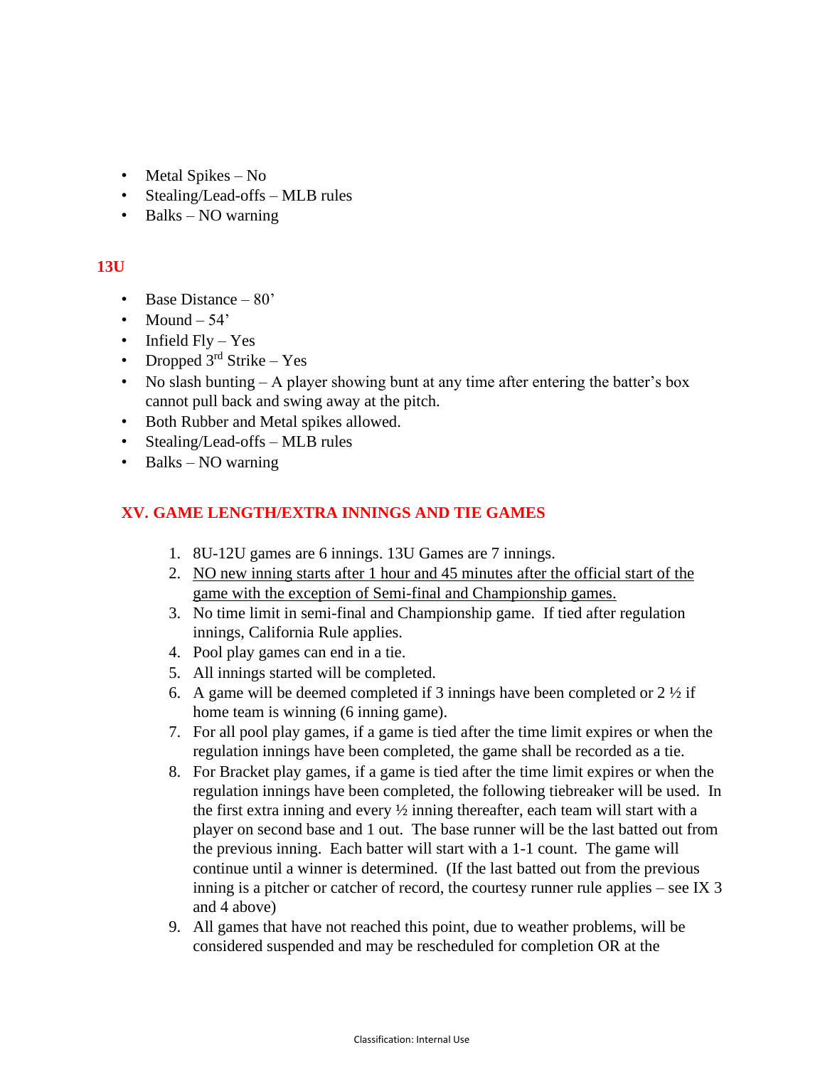- Metal Spikes – No
- Stealing/Lead-offs – MLB rules
- Balks – NO warning

### 13U

- Base Distance – 80'
- Mound – 54'
- Infield Fly – Yes
- Dropped 3rd Strike – Yes
- No slash bunting – A player showing bunt at any time after entering the batter's box cannot pull back and swing away at the pitch.
- Both Rubber and Metal spikes allowed.
- Stealing/Lead-offs – MLB rules
- Balks – NO warning

## XV. GAME LENGTH/EXTRA INNINGS AND TIE GAMES

1. 8U-12U games are 6 innings. 13U Games are 7 innings.
2. <u>NO new inning starts after 1 hour and 45 minutes after the official start of the game with the exception of Semi-final and Championship games.</u>
3. No time limit in semi-final and Championship game. If tied after regulation innings, California Rule applies.
4. Pool play games can end in a tie.
5. All innings started will be completed.
6. A game will be deemed completed if 3 innings have been completed or 2 ½ if home team is winning (6 inning game).
7. For all pool play games, if a game is tied after the time limit expires or when the regulation innings have been completed, the game shall be recorded as a tie.
8. For Bracket play games, if a game is tied after the time limit expires or when the regulation innings have been completed, the following tiebreaker will be used. In the first extra inning and every ½ inning thereafter, each team will start with a player on second base and 1 out. The base runner will be the last batted out from the previous inning. Each batter will start with a 1-1 count. The game will continue until a winner is determined. (If the last batted out from the previous inning is a pitcher or catcher of record, the courtesy runner rule applies – see IX 3 and 4 above)
9. All games that have not reached this point, due to weather problems, will be considered suspended and may be rescheduled for completion OR at the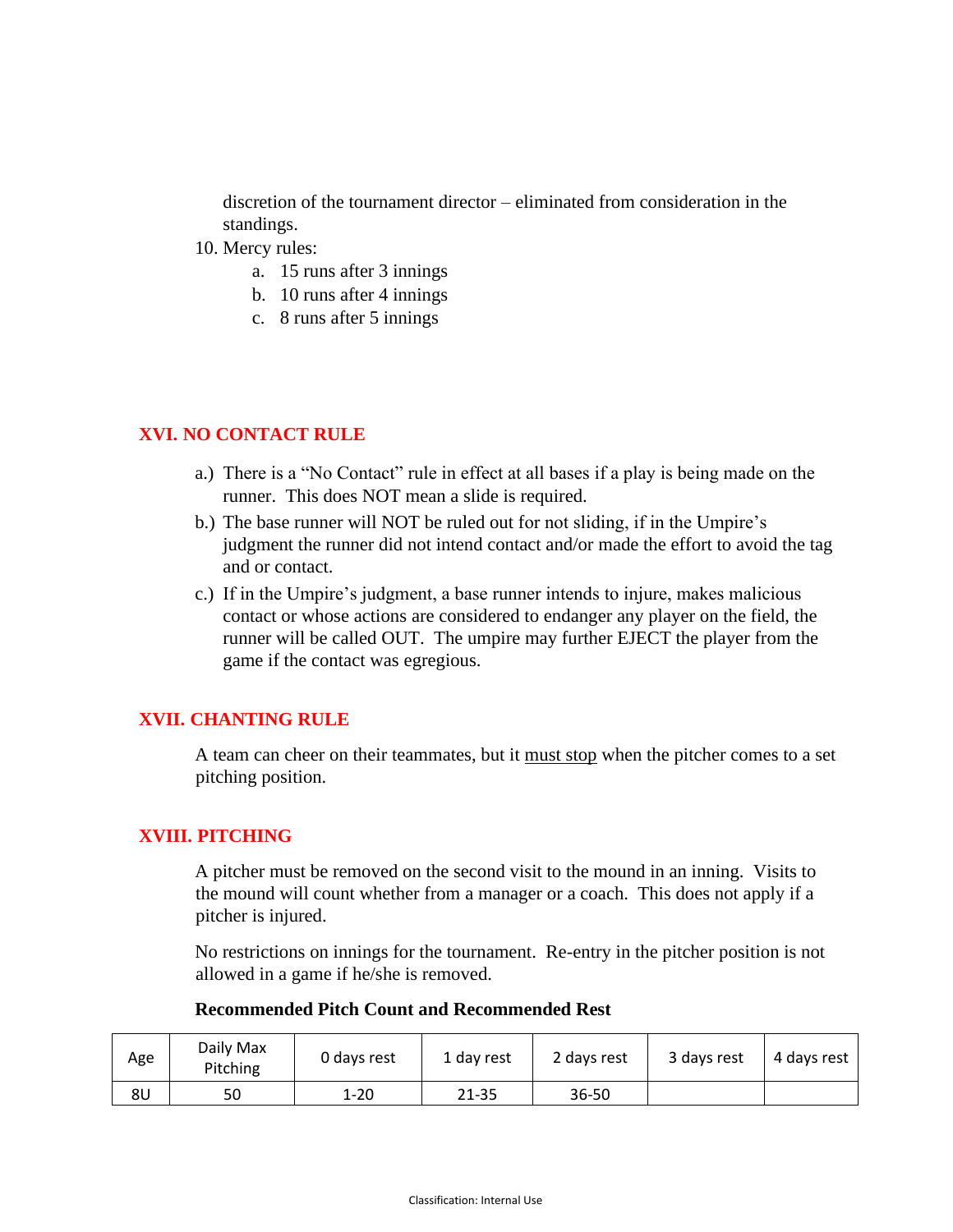discretion of the tournament director – eliminated from consideration in the standings.

10. Mercy rules:
    a. 15 runs after 3 innings
    b. 10 runs after 4 innings
    c. 8 runs after 5 innings

## XVI. NO CONTACT RULE

a.) There is a "No Contact" rule in effect at all bases if a play is being made on the runner. This does NOT mean a slide is required.

b.) The base runner will NOT be ruled out for not sliding, if in the Umpire's judgment the runner did not intend contact and/or made the effort to avoid the tag and or contact.

c.) If in the Umpire's judgment, a base runner intends to injure, makes malicious contact or whose actions are considered to endanger any player on the field, the runner will be called OUT. The umpire may further EJECT the player from the game if the contact was egregious.

## XVII. CHANTING RULE

A team can cheer on their teammates, but it <u>must stop</u> when the pitcher comes to a set pitching position.

## XVIII. PITCHING

A pitcher must be removed on the second visit to the mound in an inning. Visits to the mound will count whether from a manager or a coach. This does not apply if a pitcher is injured.

No restrictions on innings for the tournament. Re-entry in the pitcher position is not allowed in a game if he/she is removed.

**Recommended Pitch Count and Recommended Rest**

| Age | Daily Max Pitching | 0 days rest | 1 day rest | 2 days rest | 3 days rest | 4 days rest |
|---|---|---|---|---|---|---|
| 8U | 50 | 1-20 | 21-35 | 36-50 | | |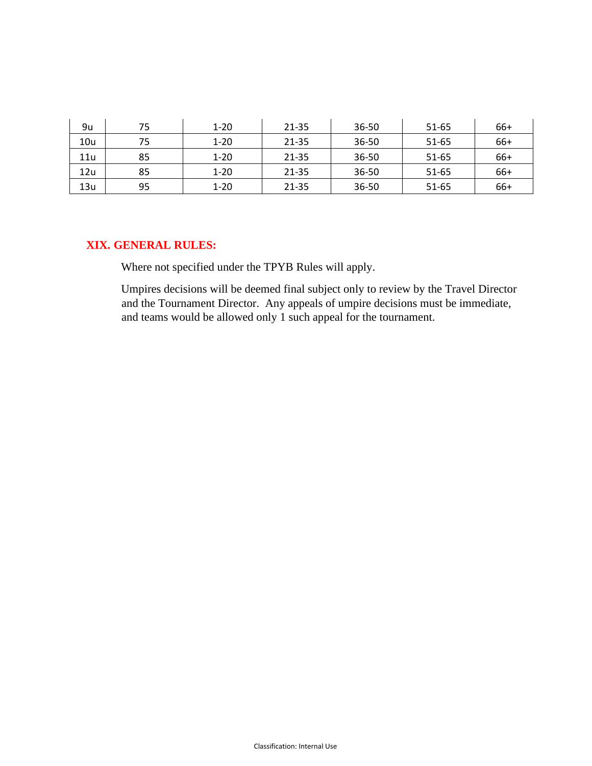| | | | | | | |
|---|---|---|---|---|---|---|
| 9u | 75 | 1-20 | 21-35 | 36-50 | 51-65 | 66+ |
| 10u | 75 | 1-20 | 21-35 | 36-50 | 51-65 | 66+ |
| 11u | 85 | 1-20 | 21-35 | 36-50 | 51-65 | 66+ |
| 12u | 85 | 1-20 | 21-35 | 36-50 | 51-65 | 66+ |
| 13u | 95 | 1-20 | 21-35 | 36-50 | 51-65 | 66+ |

## XIX. GENERAL RULES:

Where not specified under the TPYB Rules will apply.

Umpires decisions will be deemed final subject only to review by the Travel Director and the Tournament Director. Any appeals of umpire decisions must be immediate, and teams would be allowed only 1 such appeal for the tournament.